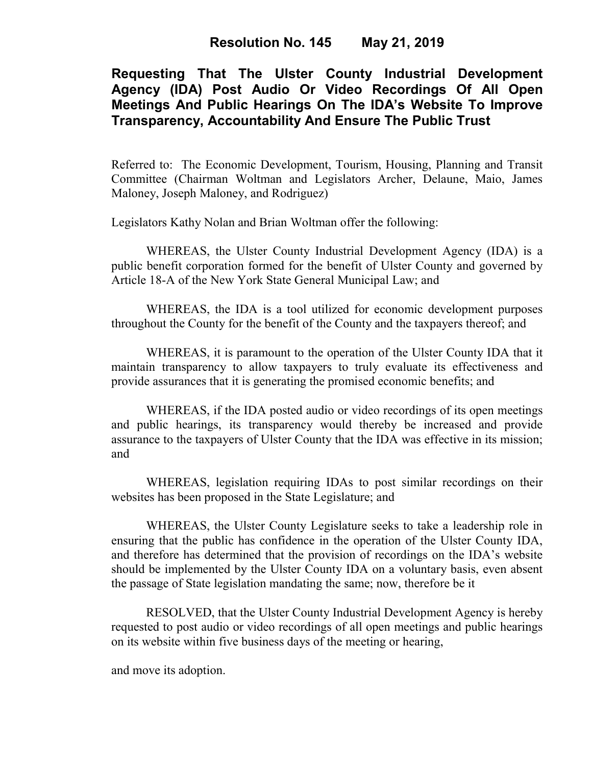# Resolution No. 145 May 21, 2019

## Requesting That The Ulster County Industrial Development Agency (IDA) Post Audio Or Video Recordings Of All Open Meetings And Public Hearings On The IDA's Website To Improve Transparency, Accountability And Ensure The Public Trust

Referred to: The Economic Development, Tourism, Housing, Planning and Transit Committee (Chairman Woltman and Legislators Archer, Delaune, Maio, James Maloney, Joseph Maloney, and Rodriguez)

Legislators Kathy Nolan and Brian Woltman offer the following:

WHEREAS, the Ulster County Industrial Development Agency (IDA) is a public benefit corporation formed for the benefit of Ulster County and governed by Article 18-A of the New York State General Municipal Law; and

WHEREAS, the IDA is a tool utilized for economic development purposes throughout the County for the benefit of the County and the taxpayers thereof; and

WHEREAS, it is paramount to the operation of the Ulster County IDA that it maintain transparency to allow taxpayers to truly evaluate its effectiveness and provide assurances that it is generating the promised economic benefits; and

WHEREAS, if the IDA posted audio or video recordings of its open meetings and public hearings, its transparency would thereby be increased and provide assurance to the taxpayers of Ulster County that the IDA was effective in its mission; and

WHEREAS, legislation requiring IDAs to post similar recordings on their websites has been proposed in the State Legislature; and

WHEREAS, the Ulster County Legislature seeks to take a leadership role in ensuring that the public has confidence in the operation of the Ulster County IDA, and therefore has determined that the provision of recordings on the IDA's website should be implemented by the Ulster County IDA on a voluntary basis, even absent the passage of State legislation mandating the same; now, therefore be it

RESOLVED, that the Ulster County Industrial Development Agency is hereby requested to post audio or video recordings of all open meetings and public hearings on its website within five business days of the meeting or hearing,

and move its adoption.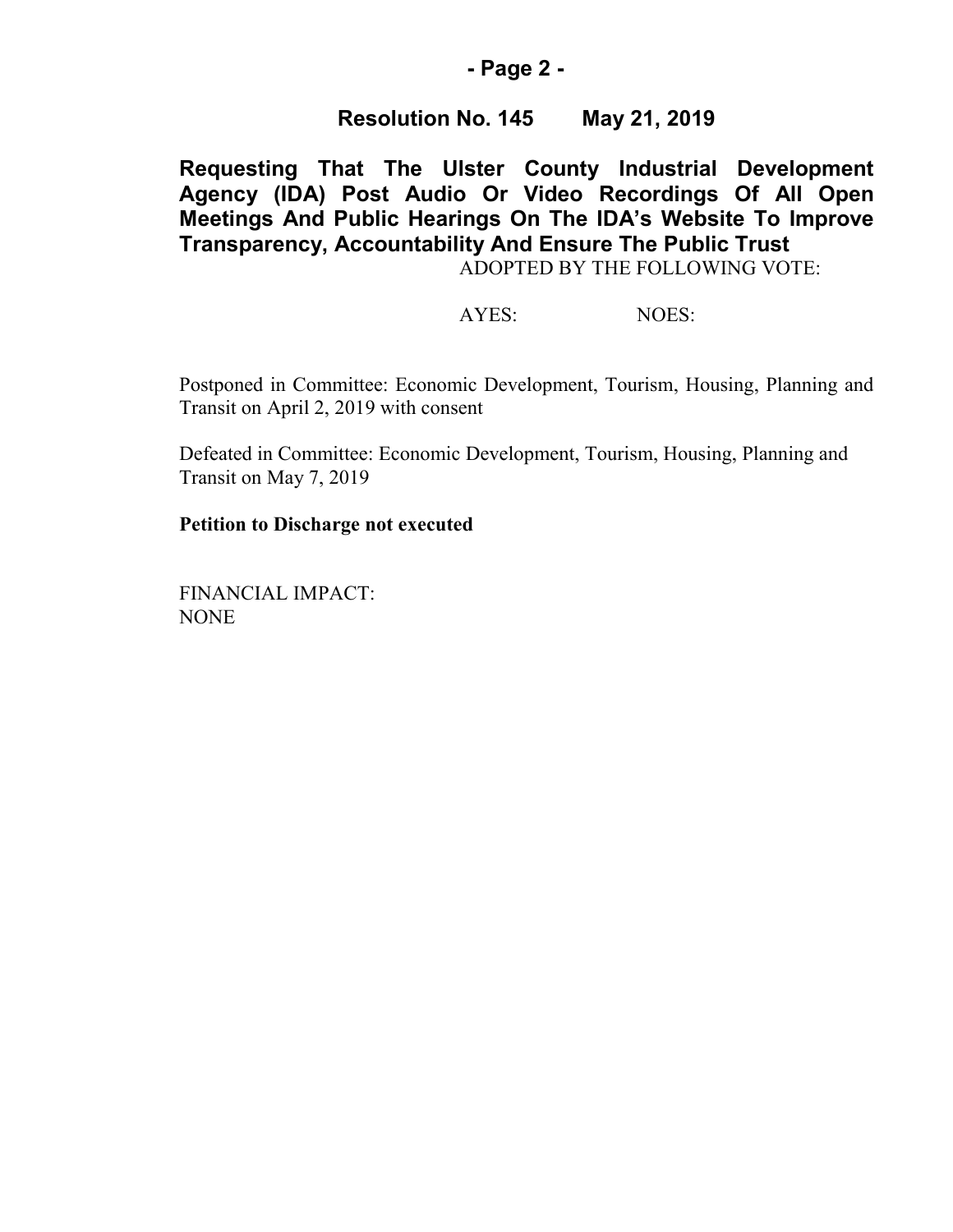**Resolution No. 145 May 21, 2019**

**Requesting That The Ulster County Industrial Development Agency (IDA) Post Audio Or Video Recordings Of All Open Meetings And Public Hearings On The IDA's Website To Improve Transparency, Accountability And Ensure The Public Trust**

ADOPTED BY THE FOLLOWING VOTE:

AYES: NOES:

Postponed in Committee: Economic Development, Tourism, Housing, Planning and Transit on April 2, 2019 with consent

Defeated in Committee: Economic Development, Tourism, Housing, Planning and Transit on May 7, 2019

**Petition to Discharge not executed**

FINANCIAL IMPACT:
NONE